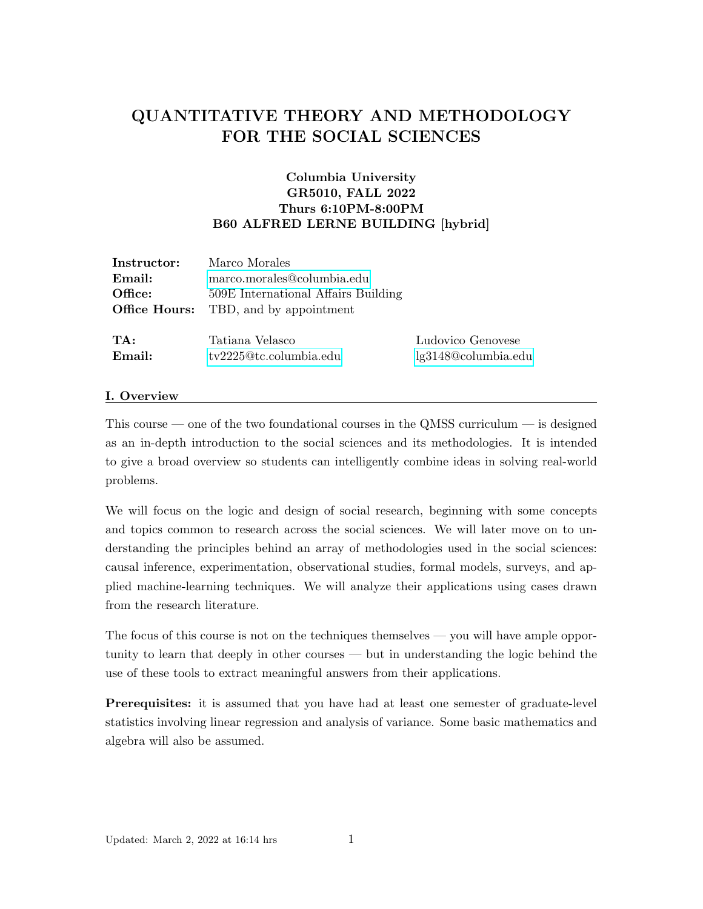# QUANTITATIVE THEORY AND METHODOLOGY FOR THE SOCIAL SCIENCES

**Columbia University**
**GR5010, FALL 2022**
**Thurs 6:10PM-8:00PM**
**B60 ALFRED LERNE BUILDING [hybrid]**

| | | |
|---|---|---|
| **Instructor:** | Marco Morales | |
| **Email:** | marco.morales@columbia.edu | |
| **Office:** | 509E International Affairs Building | |
| **Office Hours:** | TBD, and by appointment | |
| | | |
| **TA:** | Tatiana Velasco | Ludovico Genovese |
| **Email:** | tv2225@tc.columbia.edu | lg3148@columbia.edu |

## I. Overview

This course — one of the two foundational courses in the QMSS curriculum — is designed as an in-depth introduction to the social sciences and its methodologies. It is intended to give a broad overview so students can intelligently combine ideas in solving real-world problems.

We will focus on the logic and design of social research, beginning with some concepts and topics common to research across the social sciences. We will later move on to understanding the principles behind an array of methodologies used in the social sciences: causal inference, experimentation, observational studies, formal models, surveys, and applied machine-learning techniques. We will analyze their applications using cases drawn from the research literature.

The focus of this course is not on the techniques themselves — you will have ample opportunity to learn that deeply in other courses — but in understanding the logic behind the use of these tools to extract meaningful answers from their applications.

**Prerequisites:** it is assumed that you have had at least one semester of graduate-level statistics involving linear regression and analysis of variance. Some basic mathematics and algebra will also be assumed.

Updated: March 2, 2022 at 16:14 hrs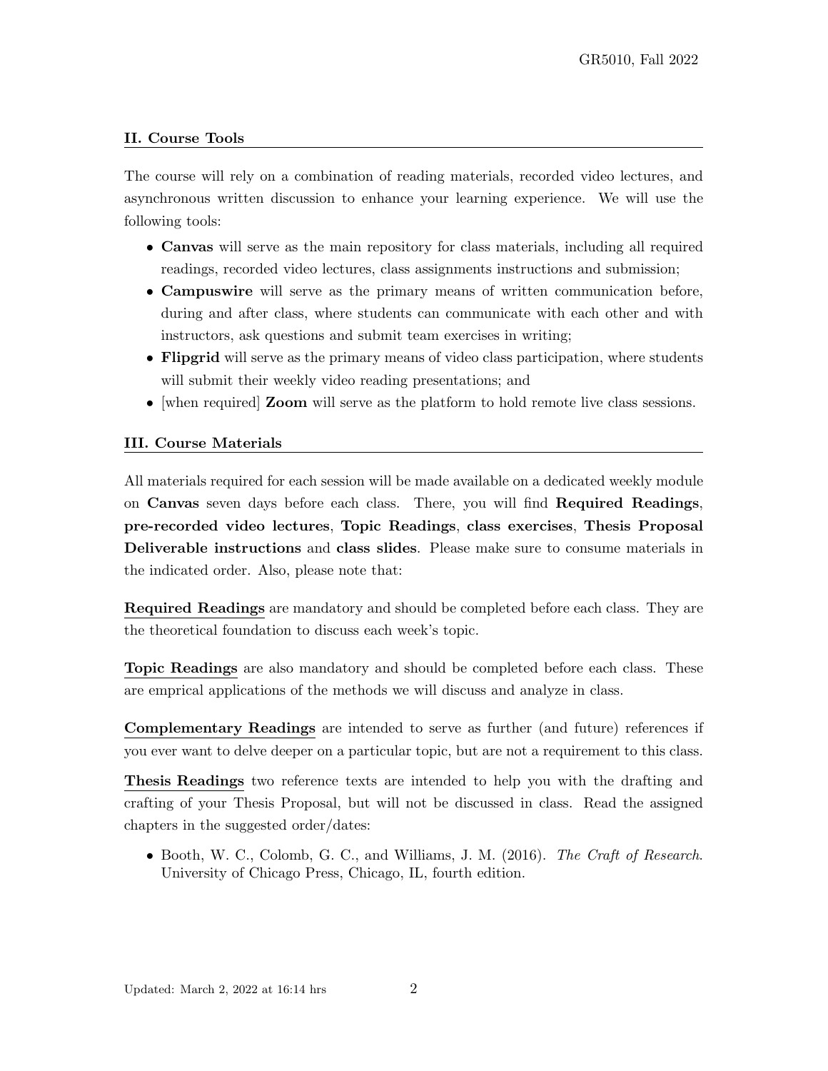## II. Course Tools

The course will rely on a combination of reading materials, recorded video lectures, and asynchronous written discussion to enhance your learning experience. We will use the following tools:

- **Canvas** will serve as the main repository for class materials, including all required readings, recorded video lectures, class assignments instructions and submission;
- **Campuswire** will serve as the primary means of written communication before, during and after class, where students can communicate with each other and with instructors, ask questions and submit team exercises in writing;
- **Flipgrid** will serve as the primary means of video class participation, where students will submit their weekly video reading presentations; and
- [when required] **Zoom** will serve as the platform to hold remote live class sessions.

## III. Course Materials

All materials required for each session will be made available on a dedicated weekly module on **Canvas** seven days before each class. There, you will find **Required Readings**, **pre-recorded video lectures**, **Topic Readings**, **class exercises**, **Thesis Proposal Deliverable instructions** and **class slides**. Please make sure to consume materials in the indicated order. Also, please note that:

**Required Readings** are mandatory and should be completed before each class. They are the theoretical foundation to discuss each week's topic.

**Topic Readings** are also mandatory and should be completed before each class. These are emprical applications of the methods we will discuss and analyze in class.

**Complementary Readings** are intended to serve as further (and future) references if you ever want to delve deeper on a particular topic, but are not a requirement to this class.

**Thesis Readings** two reference texts are intended to help you with the drafting and crafting of your Thesis Proposal, but will not be discussed in class. Read the assigned chapters in the suggested order/dates:

- Booth, W. C., Colomb, G. C., and Williams, J. M. (2016). *The Craft of Research*. University of Chicago Press, Chicago, IL, fourth edition.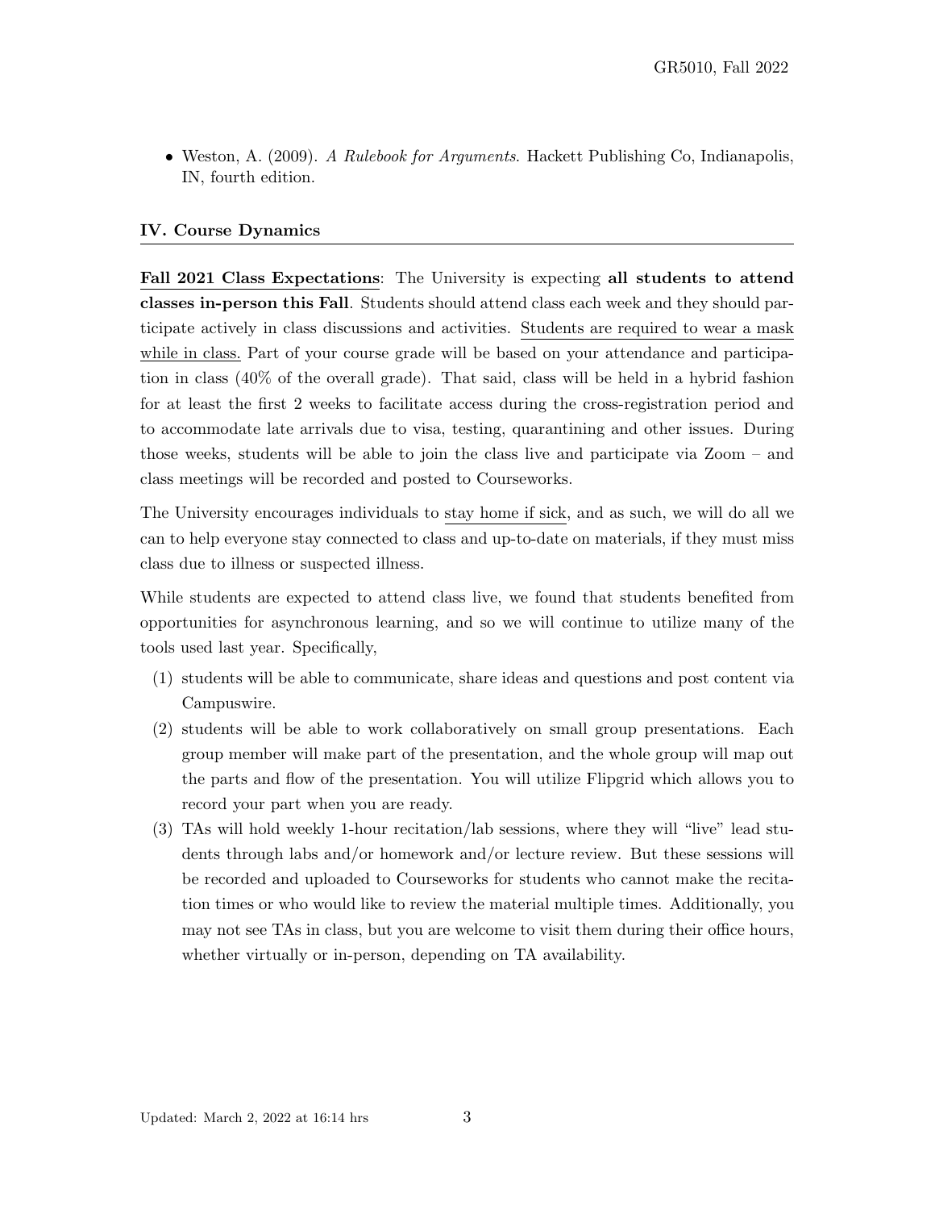- Weston, A. (2009). *A Rulebook for Arguments*. Hackett Publishing Co, Indianapolis, IN, fourth edition.

### IV. Course Dynamics

**Fall 2021 Class Expectations**: The University is expecting **all students to attend classes in-person this Fall**. Students should attend class each week and they should participate actively in class discussions and activities. Students are required to wear a mask while in class. Part of your course grade will be based on your attendance and participation in class (40% of the overall grade). That said, class will be held in a hybrid fashion for at least the first 2 weeks to facilitate access during the cross-registration period and to accommodate late arrivals due to visa, testing, quarantining and other issues. During those weeks, students will be able to join the class live and participate via Zoom – and class meetings will be recorded and posted to Courseworks.

The University encourages individuals to stay home if sick, and as such, we will do all we can to help everyone stay connected to class and up-to-date on materials, if they must miss class due to illness or suspected illness.

While students are expected to attend class live, we found that students benefited from opportunities for asynchronous learning, and so we will continue to utilize many of the tools used last year. Specifically,

(1) students will be able to communicate, share ideas and questions and post content via Campuswire.

(2) students will be able to work collaboratively on small group presentations. Each group member will make part of the presentation, and the whole group will map out the parts and flow of the presentation. You will utilize Flipgrid which allows you to record your part when you are ready.

(3) TAs will hold weekly 1-hour recitation/lab sessions, where they will "live" lead students through labs and/or homework and/or lecture review. But these sessions will be recorded and uploaded to Courseworks for students who cannot make the recitation times or who would like to review the material multiple times. Additionally, you may not see TAs in class, but you are welcome to visit them during their office hours, whether virtually or in-person, depending on TA availability.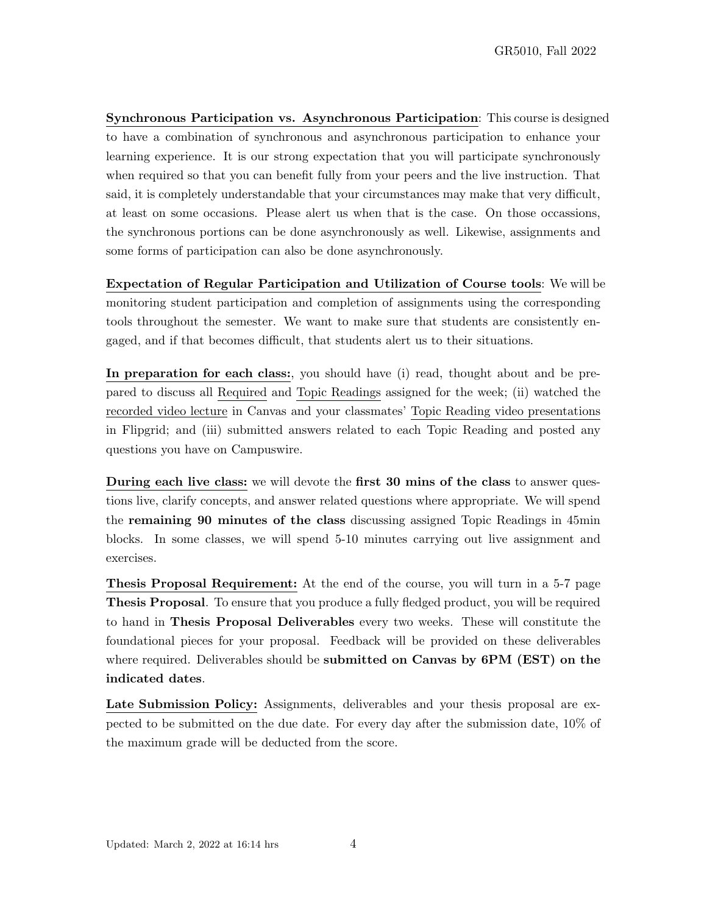<u>**Synchronous Participation vs. Asynchronous Participation**</u>: This course is designed to have a combination of synchronous and asynchronous participation to enhance your learning experience. It is our strong expectation that you will participate synchronously when required so that you can benefit fully from your peers and the live instruction. That said, it is completely understandable that your circumstances may make that very difficult, at least on some occasions. Please alert us when that is the case. On those occassions, the synchronous portions can be done asynchronously as well. Likewise, assignments and some forms of participation can also be done asynchronously.

<u>**Expectation of Regular Participation and Utilization of Course tools**</u>: We will be monitoring student participation and completion of assignments using the corresponding tools throughout the semester. We want to make sure that students are consistently engaged, and if that becomes difficult, that students alert us to their situations.

<u>**In preparation for each class:**</u>, you should have (i) read, thought about and be prepared to discuss all <u>Required</u> and <u>Topic Readings</u> assigned for the week; (ii) watched the <u>recorded video lecture</u> in Canvas and your classmates' <u>Topic Reading video presentations</u> in Flipgrid; and (iii) submitted answers related to each Topic Reading and posted any questions you have on Campuswire.

<u>**During each live class:**</u> we will devote the **first 30 mins of the class** to answer questions live, clarify concepts, and answer related questions where appropriate. We will spend the **remaining 90 minutes of the class** discussing assigned Topic Readings in 45min blocks. In some classes, we will spend 5-10 minutes carrying out live assignment and exercises.

<u>**Thesis Proposal Requirement:**</u> At the end of the course, you will turn in a 5-7 page **Thesis Proposal**. To ensure that you produce a fully fledged product, you will be required to hand in **Thesis Proposal Deliverables** every two weeks. These will constitute the foundational pieces for your proposal. Feedback will be provided on these deliverables where required. Deliverables should be **submitted on Canvas by 6PM (EST) on the indicated dates**.

<u>**Late Submission Policy:**</u> Assignments, deliverables and your thesis proposal are expected to be submitted on the due date. For every day after the submission date, 10% of the maximum grade will be deducted from the score.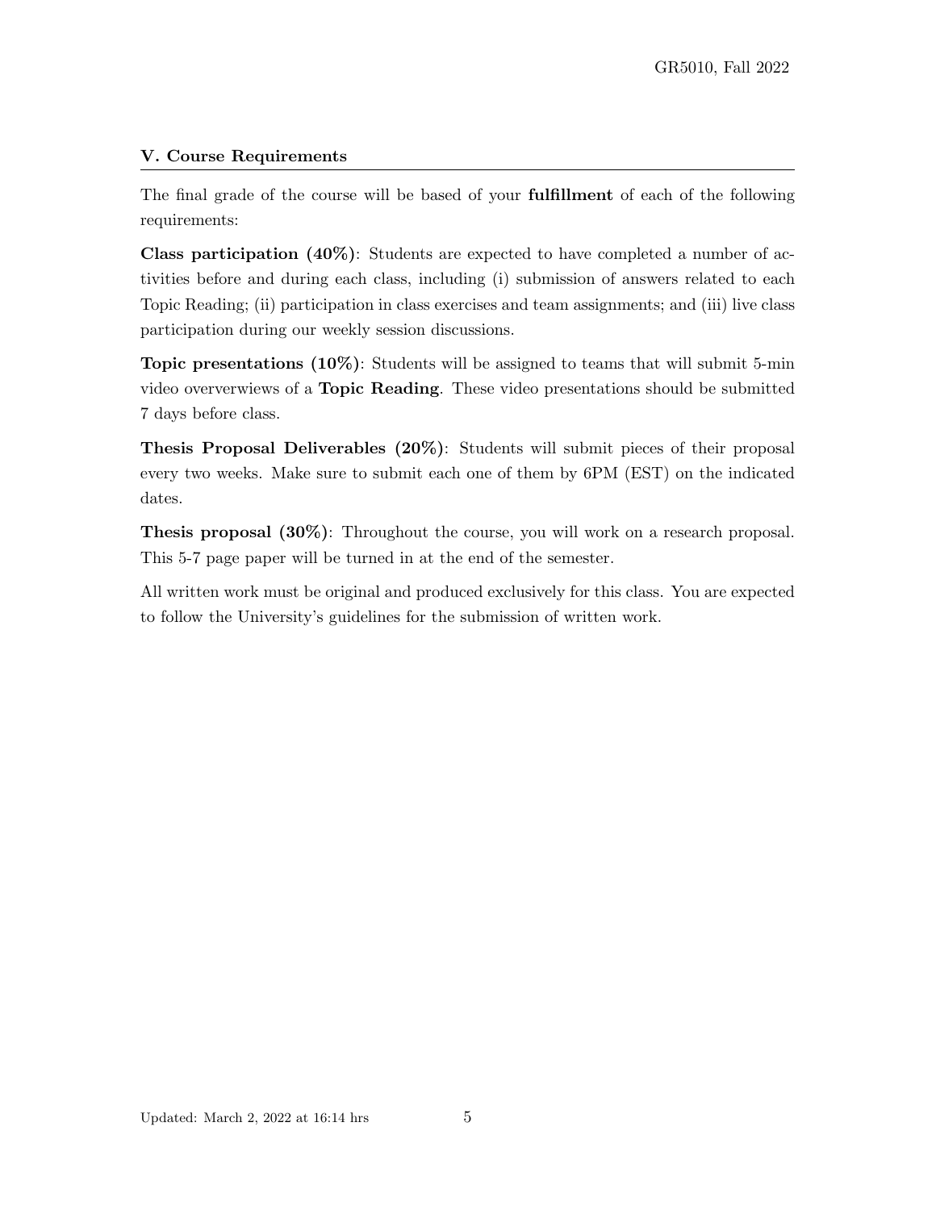## V. Course Requirements

The final grade of the course will be based of your **fulfillment** of each of the following requirements:

**Class participation (40%)**: Students are expected to have completed a number of activities before and during each class, including (i) submission of answers related to each Topic Reading; (ii) participation in class exercises and team assignments; and (iii) live class participation during our weekly session discussions.

**Topic presentations (10%)**: Students will be assigned to teams that will submit 5-min video oververwiews of a **Topic Reading**. These video presentations should be submitted 7 days before class.

**Thesis Proposal Deliverables (20%)**: Students will submit pieces of their proposal every two weeks. Make sure to submit each one of them by 6PM (EST) on the indicated dates.

**Thesis proposal (30%)**: Throughout the course, you will work on a research proposal. This 5-7 page paper will be turned in at the end of the semester.

All written work must be original and produced exclusively for this class. You are expected to follow the University's guidelines for the submission of written work.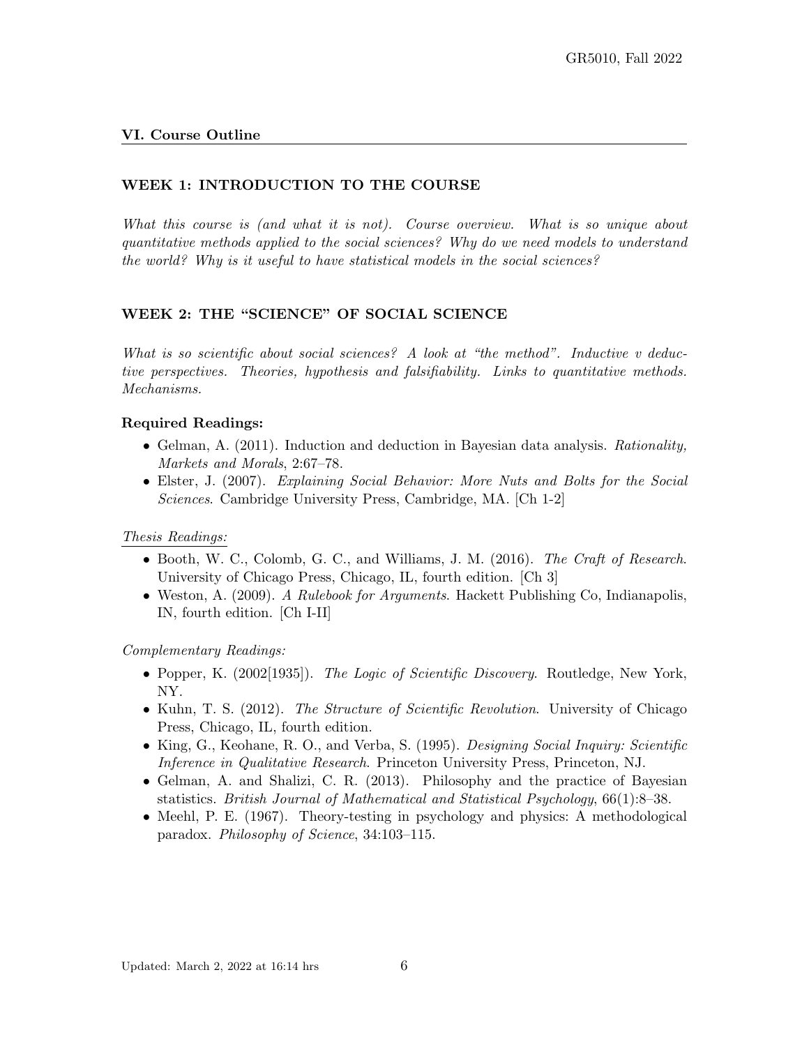## VI. Course Outline

### WEEK 1: INTRODUCTION TO THE COURSE

*What this course is (and what it is not). Course overview. What is so unique about quantitative methods applied to the social sciences? Why do we need models to understand the world? Why is it useful to have statistical models in the social sciences?*

### WEEK 2: THE "SCIENCE" OF SOCIAL SCIENCE

*What is so scientific about social sciences? A look at "the method". Inductive v deductive perspectives. Theories, hypothesis and falsifiability. Links to quantitative methods. Mechanisms.*

**Required Readings:**

- Gelman, A. (2011). Induction and deduction in Bayesian data analysis. *Rationality, Markets and Morals*, 2:67–78.
- Elster, J. (2007). *Explaining Social Behavior: More Nuts and Bolts for the Social Sciences*. Cambridge University Press, Cambridge, MA. [Ch 1-2]

*Thesis Readings:*

- Booth, W. C., Colomb, G. C., and Williams, J. M. (2016). *The Craft of Research*. University of Chicago Press, Chicago, IL, fourth edition. [Ch 3]
- Weston, A. (2009). *A Rulebook for Arguments*. Hackett Publishing Co, Indianapolis, IN, fourth edition. [Ch I-II]

*Complementary Readings:*

- Popper, K. (2002[1935]). *The Logic of Scientific Discovery*. Routledge, New York, NY.
- Kuhn, T. S. (2012). *The Structure of Scientific Revolution*. University of Chicago Press, Chicago, IL, fourth edition.
- King, G., Keohane, R. O., and Verba, S. (1995). *Designing Social Inquiry: Scientific Inference in Qualitative Research*. Princeton University Press, Princeton, NJ.
- Gelman, A. and Shalizi, C. R. (2013). Philosophy and the practice of Bayesian statistics. *British Journal of Mathematical and Statistical Psychology*, 66(1):8–38.
- Meehl, P. E. (1967). Theory-testing in psychology and physics: A methodological paradox. *Philosophy of Science*, 34:103–115.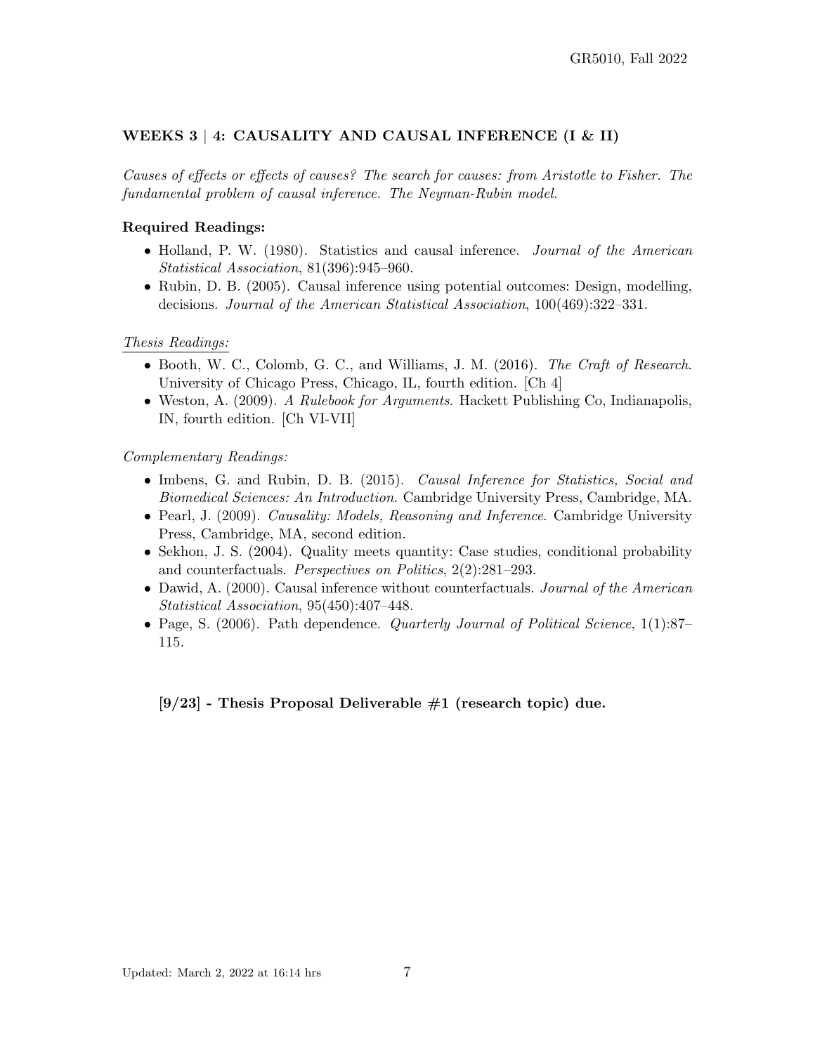### WEEKS 3 | 4: CAUSALITY AND CAUSAL INFERENCE (I & II)

*Causes of effects or effects of causes? The search for causes: from Aristotle to Fisher. The fundamental problem of causal inference. The Neyman-Rubin model.*

**Required Readings:**

- Holland, P. W. (1980). Statistics and causal inference. *Journal of the American Statistical Association*, 81(396):945–960.
- Rubin, D. B. (2005). Causal inference using potential outcomes: Design, modelling, decisions. *Journal of the American Statistical Association*, 100(469):322–331.

*Thesis Readings:*

- Booth, W. C., Colomb, G. C., and Williams, J. M. (2016). *The Craft of Research*. University of Chicago Press, Chicago, IL, fourth edition. [Ch 4]
- Weston, A. (2009). *A Rulebook for Arguments*. Hackett Publishing Co, Indianapolis, IN, fourth edition. [Ch VI-VII]

*Complementary Readings:*

- Imbens, G. and Rubin, D. B. (2015). *Causal Inference for Statistics, Social and Biomedical Sciences: An Introduction*. Cambridge University Press, Cambridge, MA.
- Pearl, J. (2009). *Causality: Models, Reasoning and Inference*. Cambridge University Press, Cambridge, MA, second edition.
- Sekhon, J. S. (2004). Quality meets quantity: Case studies, conditional probability and counterfactuals. *Perspectives on Politics*, 2(2):281–293.
- Dawid, A. (2000). Causal inference without counterfactuals. *Journal of the American Statistical Association*, 95(450):407–448.
- Page, S. (2006). Path dependence. *Quarterly Journal of Political Science*, 1(1):87–115.

**[9/23] - Thesis Proposal Deliverable #1 (research topic) due.**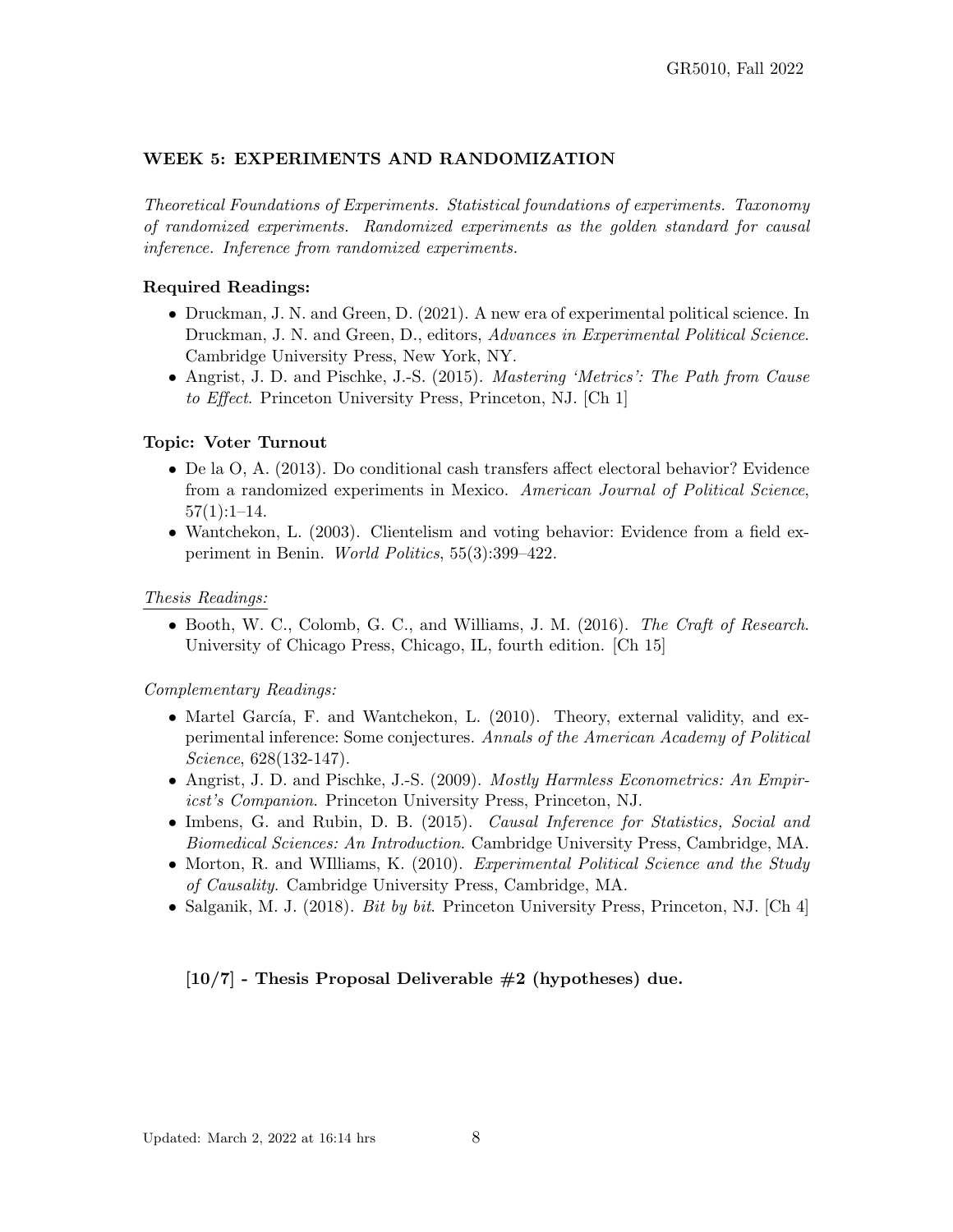## WEEK 5: EXPERIMENTS AND RANDOMIZATION

*Theoretical Foundations of Experiments. Statistical foundations of experiments. Taxonomy of randomized experiments. Randomized experiments as the golden standard for causal inference. Inference from randomized experiments.*

### Required Readings:

- Druckman, J. N. and Green, D. (2021). A new era of experimental political science. In Druckman, J. N. and Green, D., editors, *Advances in Experimental Political Science*. Cambridge University Press, New York, NY.
- Angrist, J. D. and Pischke, J.-S. (2015). *Mastering 'Metrics': The Path from Cause to Effect*. Princeton University Press, Princeton, NJ. [Ch 1]

### Topic: Voter Turnout

- De la O, A. (2013). Do conditional cash transfers affect electoral behavior? Evidence from a randomized experiments in Mexico. *American Journal of Political Science*, 57(1):1–14.
- Wantchekon, L. (2003). Clientelism and voting behavior: Evidence from a field experiment in Benin. *World Politics*, 55(3):399–422.

*Thesis Readings:*

- Booth, W. C., Colomb, G. C., and Williams, J. M. (2016). *The Craft of Research*. University of Chicago Press, Chicago, IL, fourth edition. [Ch 15]

*Complementary Readings:*

- Martel García, F. and Wantchekon, L. (2010). Theory, external validity, and experimental inference: Some conjectures. *Annals of the American Academy of Political Science*, 628(132-147).
- Angrist, J. D. and Pischke, J.-S. (2009). *Mostly Harmless Econometrics: An Empiricst's Companion*. Princeton University Press, Princeton, NJ.
- Imbens, G. and Rubin, D. B. (2015). *Causal Inference for Statistics, Social and Biomedical Sciences: An Introduction*. Cambridge University Press, Cambridge, MA.
- Morton, R. and WIlliams, K. (2010). *Experimental Political Science and the Study of Causality*. Cambridge University Press, Cambridge, MA.
- Salganik, M. J. (2018). *Bit by bit*. Princeton University Press, Princeton, NJ. [Ch 4]

**[10/7] - Thesis Proposal Deliverable #2 (hypotheses) due.**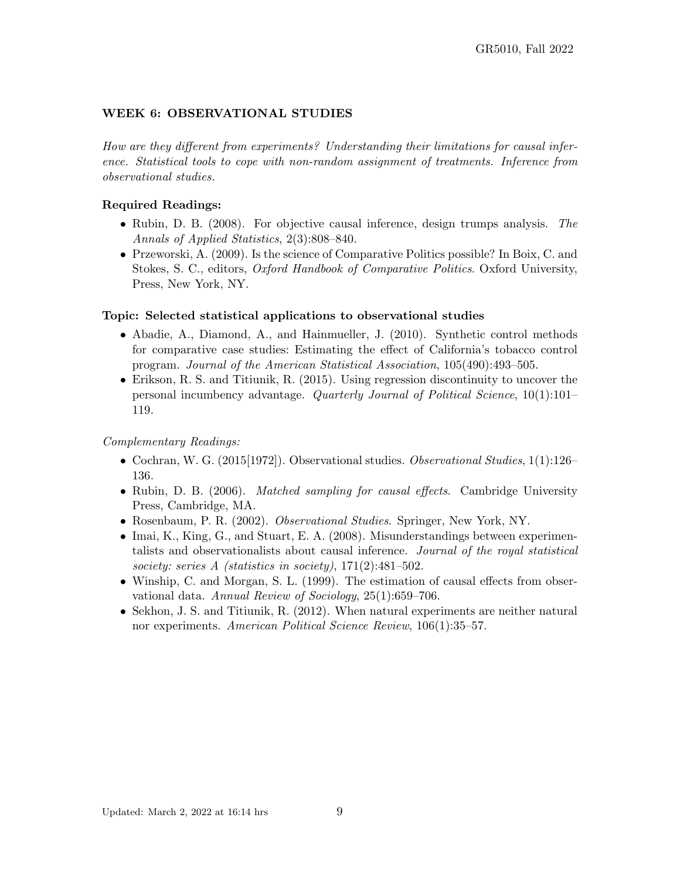### WEEK 6: OBSERVATIONAL STUDIES

*How are they different from experiments? Understanding their limitations for causal inference. Statistical tools to cope with non-random assignment of treatments. Inference from observational studies.*

**Required Readings:**

- Rubin, D. B. (2008). For objective causal inference, design trumps analysis. *The Annals of Applied Statistics*, 2(3):808–840.
- Przeworski, A. (2009). Is the science of Comparative Politics possible? In Boix, C. and Stokes, S. C., editors, *Oxford Handbook of Comparative Politics*. Oxford University, Press, New York, NY.

**Topic: Selected statistical applications to observational studies**

- Abadie, A., Diamond, A., and Hainmueller, J. (2010). Synthetic control methods for comparative case studies: Estimating the effect of California's tobacco control program. *Journal of the American Statistical Association*, 105(490):493–505.
- Erikson, R. S. and Titiunik, R. (2015). Using regression discontinuity to uncover the personal incumbency advantage. *Quarterly Journal of Political Science*, 10(1):101–119.

*Complementary Readings:*

- Cochran, W. G. (2015[1972]). Observational studies. *Observational Studies*, 1(1):126–136.
- Rubin, D. B. (2006). *Matched sampling for causal effects*. Cambridge University Press, Cambridge, MA.
- Rosenbaum, P. R. (2002). *Observational Studies*. Springer, New York, NY.
- Imai, K., King, G., and Stuart, E. A. (2008). Misunderstandings between experimentalists and observationalists about causal inference. *Journal of the royal statistical society: series A (statistics in society)*, 171(2):481–502.
- Winship, C. and Morgan, S. L. (1999). The estimation of causal effects from observational data. *Annual Review of Sociology*, 25(1):659–706.
- Sekhon, J. S. and Titiunik, R. (2012). When natural experiments are neither natural nor experiments. *American Political Science Review*, 106(1):35–57.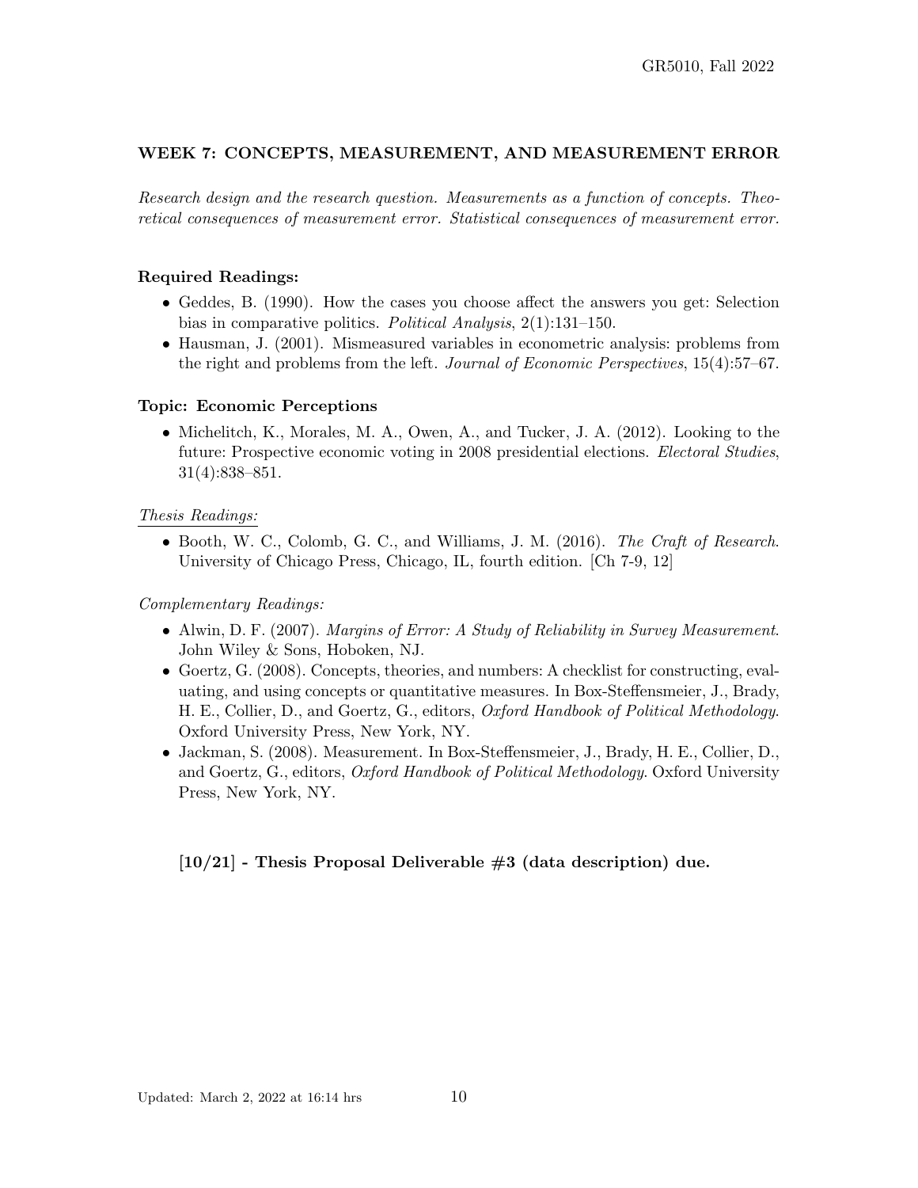## WEEK 7: CONCEPTS, MEASUREMENT, AND MEASUREMENT ERROR

*Research design and the research question. Measurements as a function of concepts. Theoretical consequences of measurement error. Statistical consequences of measurement error.*

### Required Readings:

- Geddes, B. (1990). How the cases you choose affect the answers you get: Selection bias in comparative politics. *Political Analysis*, 2(1):131–150.
- Hausman, J. (2001). Mismeasured variables in econometric analysis: problems from the right and problems from the left. *Journal of Economic Perspectives*, 15(4):57–67.

### Topic: Economic Perceptions

- Michelitch, K., Morales, M. A., Owen, A., and Tucker, J. A. (2012). Looking to the future: Prospective economic voting in 2008 presidential elections. *Electoral Studies*, 31(4):838–851.

*Thesis Readings:*

- Booth, W. C., Colomb, G. C., and Williams, J. M. (2016). *The Craft of Research*. University of Chicago Press, Chicago, IL, fourth edition. [Ch 7-9, 12]

*Complementary Readings:*

- Alwin, D. F. (2007). *Margins of Error: A Study of Reliability in Survey Measurement*. John Wiley & Sons, Hoboken, NJ.
- Goertz, G. (2008). Concepts, theories, and numbers: A checklist for constructing, evaluating, and using concepts or quantitative measures. In Box-Steffensmeier, J., Brady, H. E., Collier, D., and Goertz, G., editors, *Oxford Handbook of Political Methodology*. Oxford University Press, New York, NY.
- Jackman, S. (2008). Measurement. In Box-Steffensmeier, J., Brady, H. E., Collier, D., and Goertz, G., editors, *Oxford Handbook of Political Methodology*. Oxford University Press, New York, NY.

**[10/21] - Thesis Proposal Deliverable #3 (data description) due.**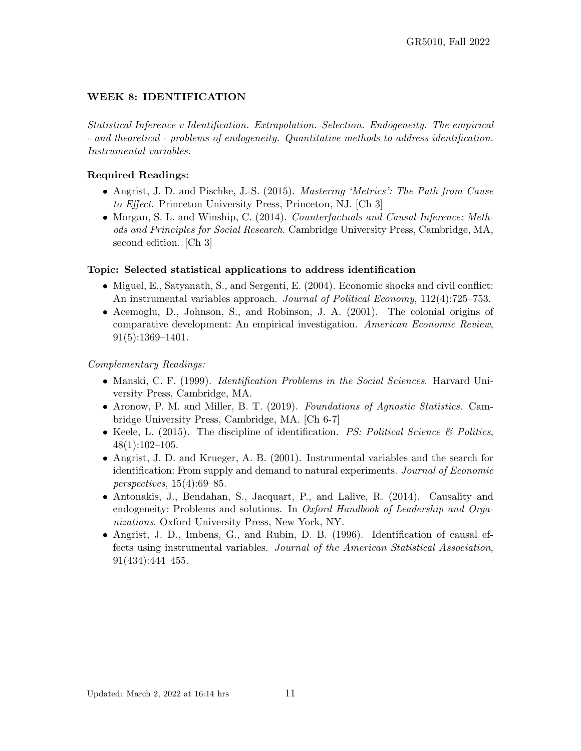## WEEK 8: IDENTIFICATION

*Statistical Inference v Identification. Extrapolation. Selection. Endogeneity. The empirical - and theoretical - problems of endogeneity. Quantitative methods to address identification. Instrumental variables.*

### Required Readings:

- Angrist, J. D. and Pischke, J.-S. (2015). *Mastering 'Metrics': The Path from Cause to Effect*. Princeton University Press, Princeton, NJ. [Ch 3]
- Morgan, S. L. and Winship, C. (2014). *Counterfactuals and Causal Inference: Methods and Principles for Social Research*. Cambridge University Press, Cambridge, MA, second edition. [Ch 3]

### Topic: Selected statistical applications to address identification

- Miguel, E., Satyanath, S., and Sergenti, E. (2004). Economic shocks and civil conflict: An instrumental variables approach. *Journal of Political Economy*, 112(4):725–753.
- Acemoglu, D., Johnson, S., and Robinson, J. A. (2001). The colonial origins of comparative development: An empirical investigation. *American Economic Review*, 91(5):1369–1401.

*Complementary Readings:*

- Manski, C. F. (1999). *Identification Problems in the Social Sciences*. Harvard University Press, Cambridge, MA.
- Aronow, P. M. and Miller, B. T. (2019). *Foundations of Agnostic Statistics*. Cambridge University Press, Cambridge, MA. [Ch 6-7]
- Keele, L. (2015). The discipline of identification. *PS: Political Science & Politics*, 48(1):102–105.
- Angrist, J. D. and Krueger, A. B. (2001). Instrumental variables and the search for identification: From supply and demand to natural experiments. *Journal of Economic perspectives*, 15(4):69–85.
- Antonakis, J., Bendahan, S., Jacquart, P., and Lalive, R. (2014). Causality and endogeneity: Problems and solutions. In *Oxford Handbook of Leadership and Organizations*. Oxford University Press, New York, NY.
- Angrist, J. D., Imbens, G., and Rubin, D. B. (1996). Identification of causal effects using instrumental variables. *Journal of the American Statistical Association*, 91(434):444–455.

Updated: March 2, 2022 at 16:14 hrs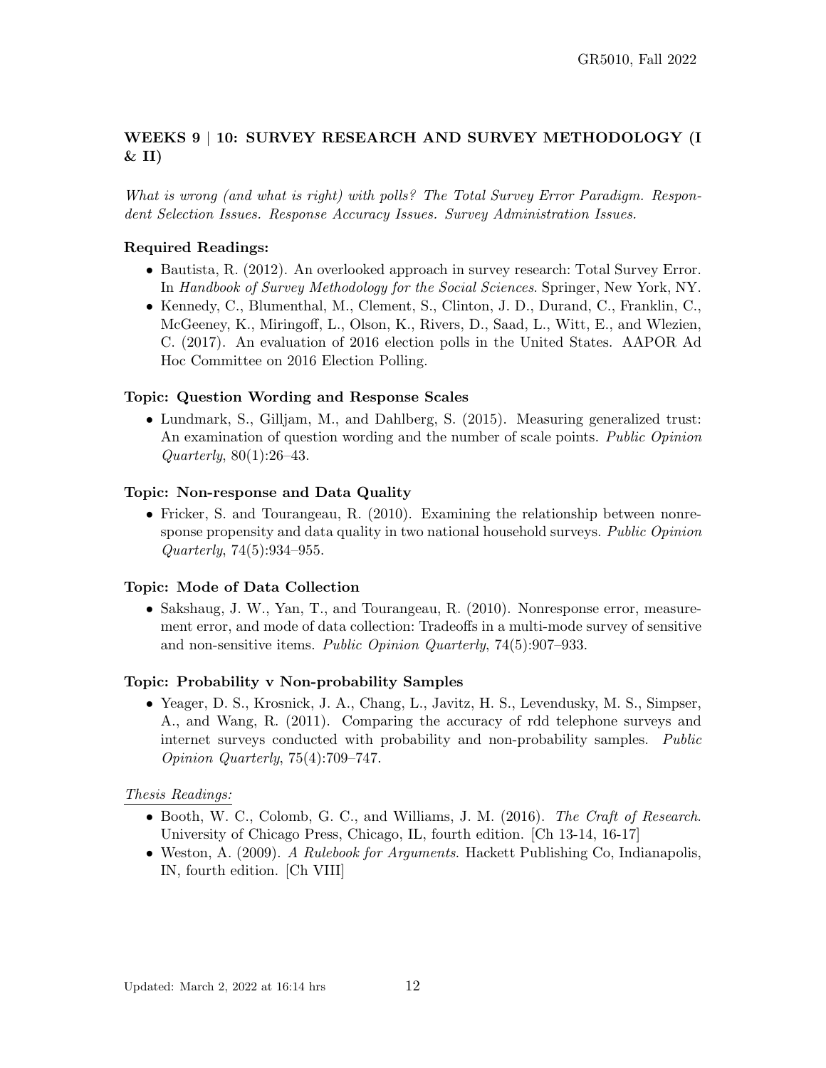## WEEKS 9 | 10: SURVEY RESEARCH AND SURVEY METHODOLOGY (I & II)

*What is wrong (and what is right) with polls? The Total Survey Error Paradigm. Respondent Selection Issues. Response Accuracy Issues. Survey Administration Issues.*

### Required Readings:

- Bautista, R. (2012). An overlooked approach in survey research: Total Survey Error. In *Handbook of Survey Methodology for the Social Sciences*. Springer, New York, NY.
- Kennedy, C., Blumenthal, M., Clement, S., Clinton, J. D., Durand, C., Franklin, C., McGeeney, K., Miringoff, L., Olson, K., Rivers, D., Saad, L., Witt, E., and Wlezien, C. (2017). An evaluation of 2016 election polls in the United States. AAPOR Ad Hoc Committee on 2016 Election Polling.

### Topic: Question Wording and Response Scales

- Lundmark, S., Gilljam, M., and Dahlberg, S. (2015). Measuring generalized trust: An examination of question wording and the number of scale points. *Public Opinion Quarterly*, 80(1):26–43.

### Topic: Non-response and Data Quality

- Fricker, S. and Tourangeau, R. (2010). Examining the relationship between nonresponse propensity and data quality in two national household surveys. *Public Opinion Quarterly*, 74(5):934–955.

### Topic: Mode of Data Collection

- Sakshaug, J. W., Yan, T., and Tourangeau, R. (2010). Nonresponse error, measurement error, and mode of data collection: Tradeoffs in a multi-mode survey of sensitive and non-sensitive items. *Public Opinion Quarterly*, 74(5):907–933.

### Topic: Probability v Non-probability Samples

- Yeager, D. S., Krosnick, J. A., Chang, L., Javitz, H. S., Levendusky, M. S., Simpser, A., and Wang, R. (2011). Comparing the accuracy of rdd telephone surveys and internet surveys conducted with probability and non-probability samples. *Public Opinion Quarterly*, 75(4):709–747.

*Thesis Readings:*

- Booth, W. C., Colomb, G. C., and Williams, J. M. (2016). *The Craft of Research*. University of Chicago Press, Chicago, IL, fourth edition. [Ch 13-14, 16-17]
- Weston, A. (2009). *A Rulebook for Arguments*. Hackett Publishing Co, Indianapolis, IN, fourth edition. [Ch VIII]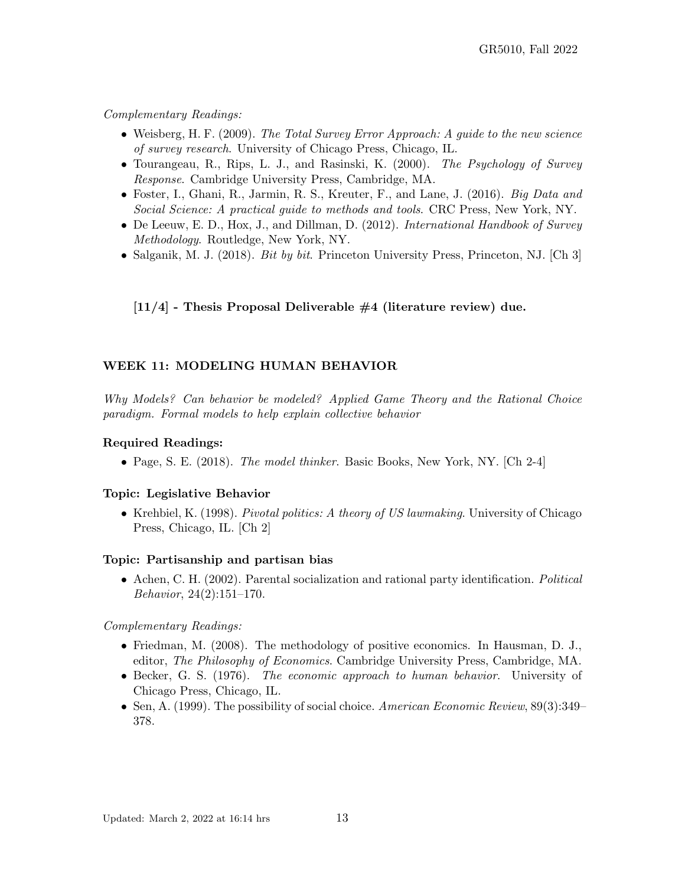*Complementary Readings:*

- Weisberg, H. F. (2009). *The Total Survey Error Approach: A guide to the new science of survey research*. University of Chicago Press, Chicago, IL.
- Tourangeau, R., Rips, L. J., and Rasinski, K. (2000). *The Psychology of Survey Response*. Cambridge University Press, Cambridge, MA.
- Foster, I., Ghani, R., Jarmin, R. S., Kreuter, F., and Lane, J. (2016). *Big Data and Social Science: A practical guide to methods and tools*. CRC Press, New York, NY.
- De Leeuw, E. D., Hox, J., and Dillman, D. (2012). *International Handbook of Survey Methodology*. Routledge, New York, NY.
- Salganik, M. J. (2018). *Bit by bit*. Princeton University Press, Princeton, NJ. [Ch 3]

**[11/4] - Thesis Proposal Deliverable #4 (literature review) due.**

## WEEK 11: MODELING HUMAN BEHAVIOR

*Why Models? Can behavior be modeled? Applied Game Theory and the Rational Choice paradigm. Formal models to help explain collective behavior*

### Required Readings:

- Page, S. E. (2018). *The model thinker*. Basic Books, New York, NY. [Ch 2-4]

### Topic: Legislative Behavior

- Krehbiel, K. (1998). *Pivotal politics: A theory of US lawmaking*. University of Chicago Press, Chicago, IL. [Ch 2]

### Topic: Partisanship and partisan bias

- Achen, C. H. (2002). Parental socialization and rational party identification. *Political Behavior*, 24(2):151–170.

*Complementary Readings:*

- Friedman, M. (2008). The methodology of positive economics. In Hausman, D. J., editor, *The Philosophy of Economics*. Cambridge University Press, Cambridge, MA.
- Becker, G. S. (1976). *The economic approach to human behavior*. University of Chicago Press, Chicago, IL.
- Sen, A. (1999). The possibility of social choice. *American Economic Review*, 89(3):349–378.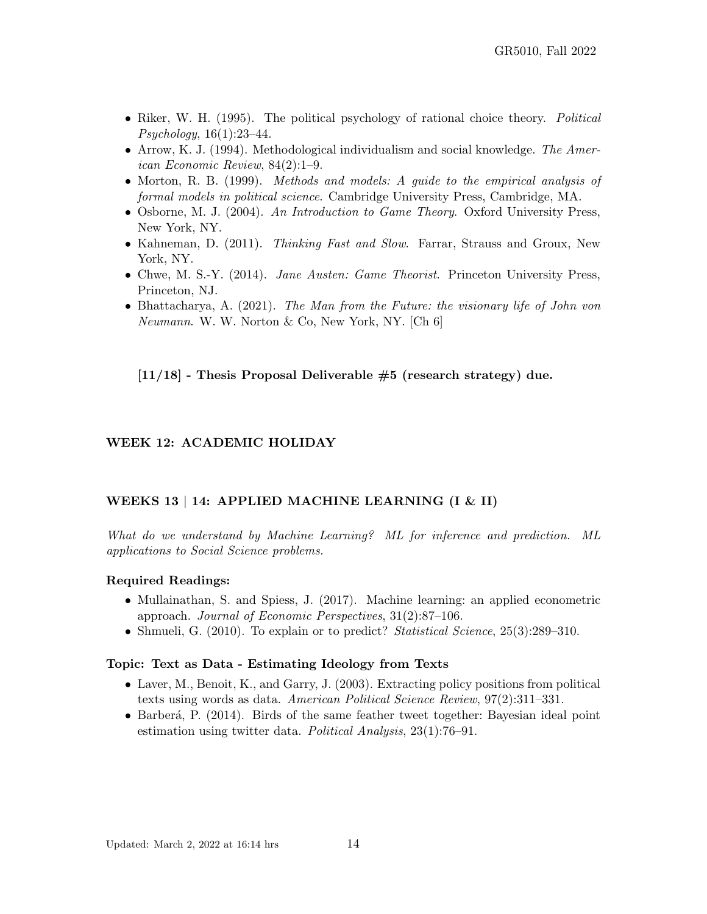- Riker, W. H. (1995). The political psychology of rational choice theory. *Political Psychology*, 16(1):23–44.
- Arrow, K. J. (1994). Methodological individualism and social knowledge. *The American Economic Review*, 84(2):1–9.
- Morton, R. B. (1999). *Methods and models: A guide to the empirical analysis of formal models in political science*. Cambridge University Press, Cambridge, MA.
- Osborne, M. J. (2004). *An Introduction to Game Theory*. Oxford University Press, New York, NY.
- Kahneman, D. (2011). *Thinking Fast and Slow*. Farrar, Strauss and Groux, New York, NY.
- Chwe, M. S.-Y. (2014). *Jane Austen: Game Theorist*. Princeton University Press, Princeton, NJ.
- Bhattacharya, A. (2021). *The Man from the Future: the visionary life of John von Neumann*. W. W. Norton & Co, New York, NY. [Ch 6]

**[11/18] - Thesis Proposal Deliverable #5 (research strategy) due.**

### WEEK 12: ACADEMIC HOLIDAY

### WEEKS 13 | 14: APPLIED MACHINE LEARNING (I & II)

*What do we understand by Machine Learning? ML for inference and prediction. ML applications to Social Science problems.*

**Required Readings:**

- Mullainathan, S. and Spiess, J. (2017). Machine learning: an applied econometric approach. *Journal of Economic Perspectives*, 31(2):87–106.
- Shmueli, G. (2010). To explain or to predict? *Statistical Science*, 25(3):289–310.

**Topic: Text as Data - Estimating Ideology from Texts**

- Laver, M., Benoit, K., and Garry, J. (2003). Extracting policy positions from political texts using words as data. *American Political Science Review*, 97(2):311–331.
- Barberá, P. (2014). Birds of the same feather tweet together: Bayesian ideal point estimation using twitter data. *Political Analysis*, 23(1):76–91.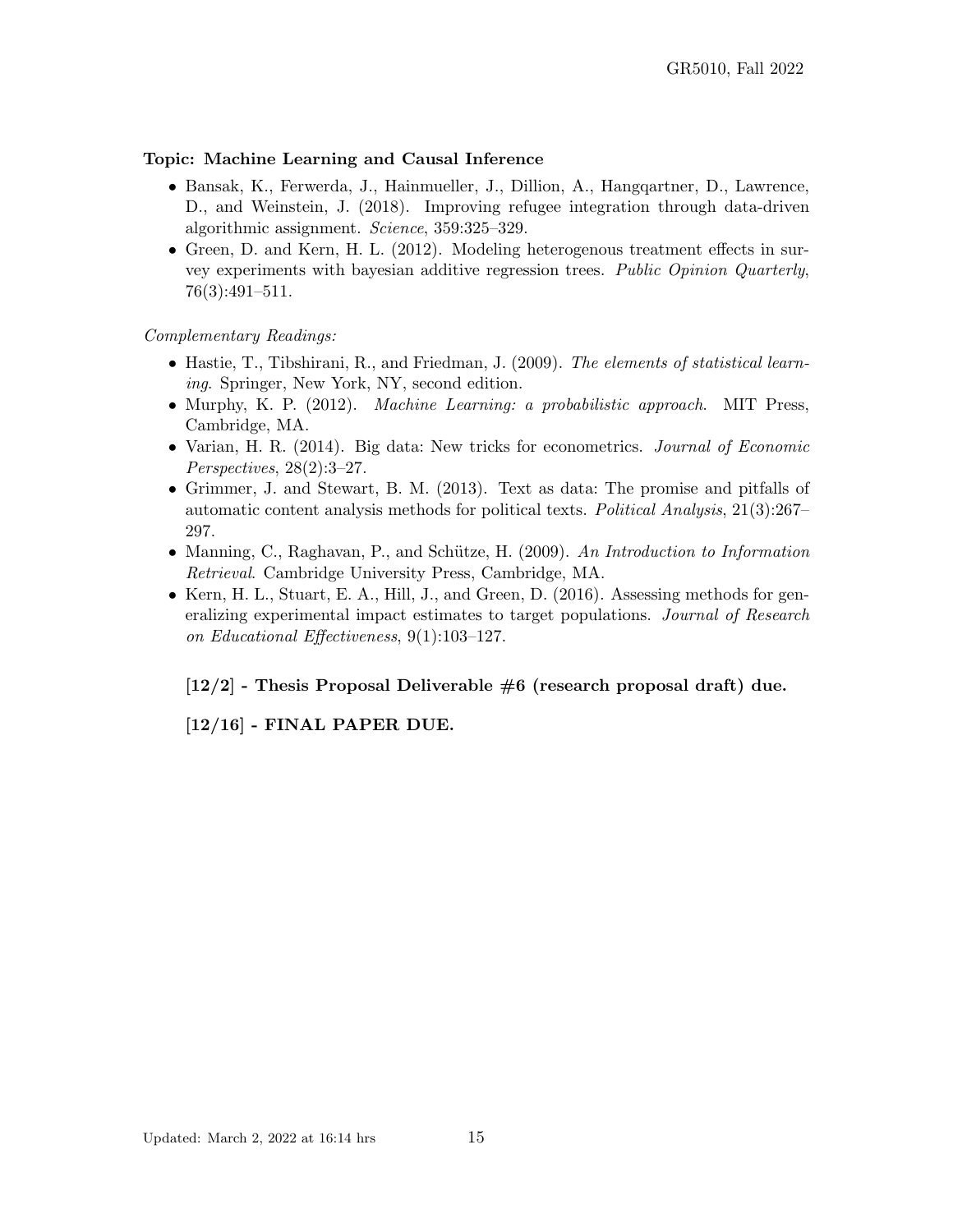**Topic: Machine Learning and Causal Inference**

- Bansak, K., Ferwerda, J., Hainmueller, J., Dillion, A., Hangqartner, D., Lawrence, D., and Weinstein, J. (2018). Improving refugee integration through data-driven algorithmic assignment. *Science*, 359:325–329.
- Green, D. and Kern, H. L. (2012). Modeling heterogenous treatment effects in survey experiments with bayesian additive regression trees. *Public Opinion Quarterly*, 76(3):491–511.

*Complementary Readings:*

- Hastie, T., Tibshirani, R., and Friedman, J. (2009). *The elements of statistical learning*. Springer, New York, NY, second edition.
- Murphy, K. P. (2012). *Machine Learning: a probabilistic approach*. MIT Press, Cambridge, MA.
- Varian, H. R. (2014). Big data: New tricks for econometrics. *Journal of Economic Perspectives*, 28(2):3–27.
- Grimmer, J. and Stewart, B. M. (2013). Text as data: The promise and pitfalls of automatic content analysis methods for political texts. *Political Analysis*, 21(3):267–297.
- Manning, C., Raghavan, P., and Schütze, H. (2009). *An Introduction to Information Retrieval*. Cambridge University Press, Cambridge, MA.
- Kern, H. L., Stuart, E. A., Hill, J., and Green, D. (2016). Assessing methods for generalizing experimental impact estimates to target populations. *Journal of Research on Educational Effectiveness*, 9(1):103–127.

**[12/2] - Thesis Proposal Deliverable #6 (research proposal draft) due.**

**[12/16] - FINAL PAPER DUE.**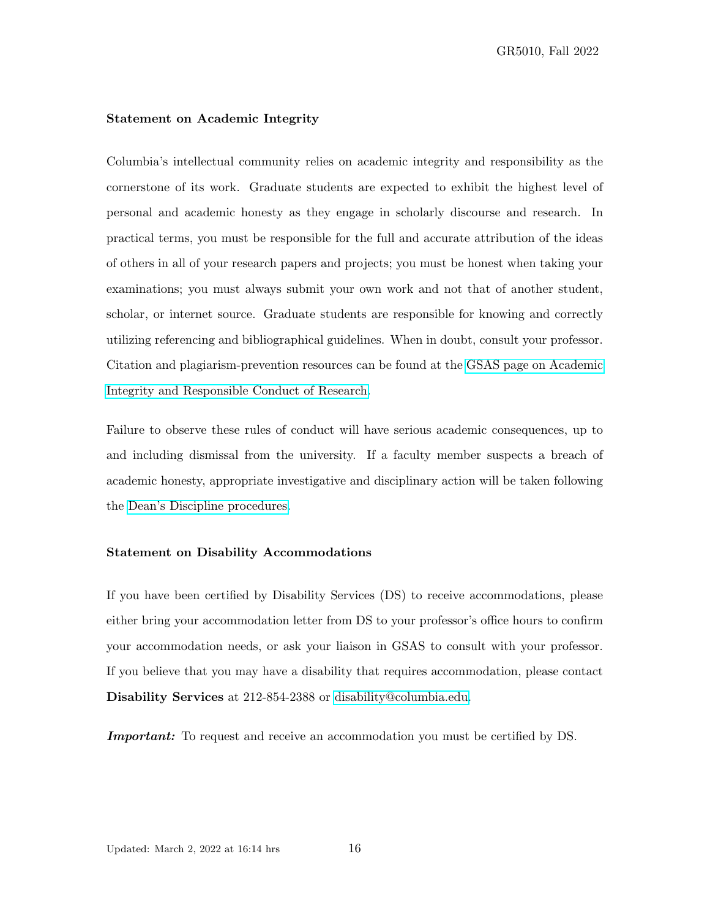### Statement on Academic Integrity

Columbia's intellectual community relies on academic integrity and responsibility as the cornerstone of its work. Graduate students are expected to exhibit the highest level of personal and academic honesty as they engage in scholarly discourse and research. In practical terms, you must be responsible for the full and accurate attribution of the ideas of others in all of your research papers and projects; you must be honest when taking your examinations; you must always submit your own work and not that of another student, scholar, or internet source. Graduate students are responsible for knowing and correctly utilizing referencing and bibliographical guidelines. When in doubt, consult your professor. Citation and plagiarism-prevention resources can be found at the GSAS page on Academic Integrity and Responsible Conduct of Research.

Failure to observe these rules of conduct will have serious academic consequences, up to and including dismissal from the university. If a faculty member suspects a breach of academic honesty, appropriate investigative and disciplinary action will be taken following the Dean's Discipline procedures.

### Statement on Disability Accommodations

If you have been certified by Disability Services (DS) to receive accommodations, please either bring your accommodation letter from DS to your professor's office hours to confirm your accommodation needs, or ask your liaison in GSAS to consult with your professor. If you believe that you may have a disability that requires accommodation, please contact **Disability Services** at 212-854-2388 or disability@columbia.edu.

***Important:*** To request and receive an accommodation you must be certified by DS.